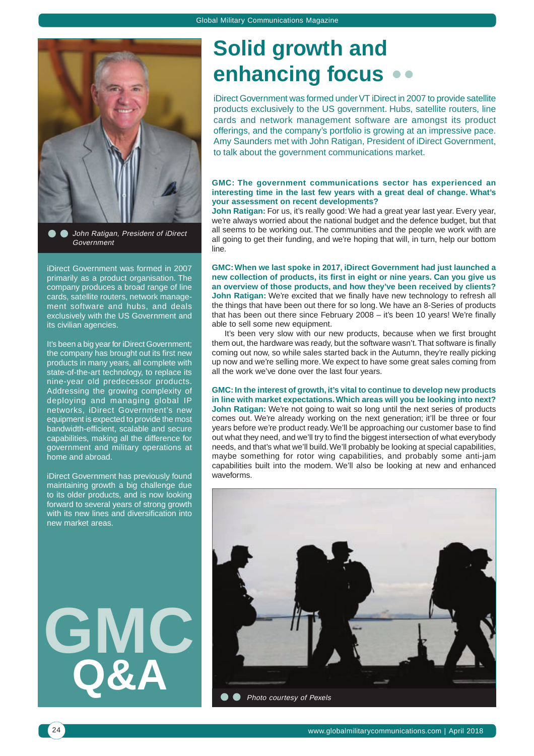# Solid growth and enhancing focus

iDirect Government was formed under VT iDirect in 2007 to provide satellite products exclusively to the US government. Hubs, satellite routers, line cards and network management software are amongst its product offerings, and the company's portfolio is growing at an impressive pace. Amy Saunders met with John Ratigan, President of iDirect Government, to talk about the government communications market.

*John Ratigan, President of iDirect Government*

iDirect Government was formed in 2007 primarily as a product organisation. The company produces a broad range of line cards, satellite routers, network management software and hubs, and deals exclusively with the US Government and its civilian agencies.

It's been a big year for iDirect Government; the company has brought out its first new products in many years, all complete with state-of-the-art technology, to replace its nine-year old predecessor products. Addressing the growing complexity of deploying and managing global IP networks, iDirect Government's new equipment is expected to provide the most bandwidth-efficient, scalable and secure capabilities, making all the difference for government and military operations at home and abroad.

iDirect Government has previously found maintaining growth a big challenge due to its older products, and is now looking forward to several years of strong growth with its new lines and diversification into new market areas.

GMC Q&A

**GMC: The government communications sector has experienced an interesting time in the last few years with a great deal of change. What's your assessment on recent developments?**

**John Ratigan:** For us, it's really good: We had a great year last year. Every year, we're always worried about the national budget and the defence budget, but that all seems to be working out. The communities and the people we work with are all going to get their funding, and we're hoping that will, in turn, help our bottom line.

**GMC: When we last spoke in 2017, iDirect Government had just launched a new collection of products, its first in eight or nine years. Can you give us an overview of those products, and how they've been received by clients?**

**John Ratigan:** We're excited that we finally have new technology to refresh all the things that have been out there for so long. We have an 8-Series of products that has been out there since February 2008 – it's been 10 years! We're finally able to sell some new equipment.

It's been very slow with our new products, because when we first brought them out, the hardware was ready, but the software wasn't. That software is finally coming out now, so while sales started back in the Autumn, they're really picking up now and we're selling more. We expect to have some great sales coming from all the work we've done over the last four years.

**GMC: In the interest of growth, it's vital to continue to develop new products in line with market expectations. Which areas will you be looking into next?**

**John Ratigan:** We're not going to wait so long until the next series of products comes out. We're already working on the next generation; it'll be three or four years before we're product ready. We'll be approaching our customer base to find out what they need, and we'll try to find the biggest intersection of what everybody needs, and that's what we'll build. We'll probably be looking at special capabilities, maybe something for rotor wing capabilities, and probably some anti-jam capabilities built into the modem. We'll also be looking at new and enhanced waveforms.

*Photo courtesy of Pexels*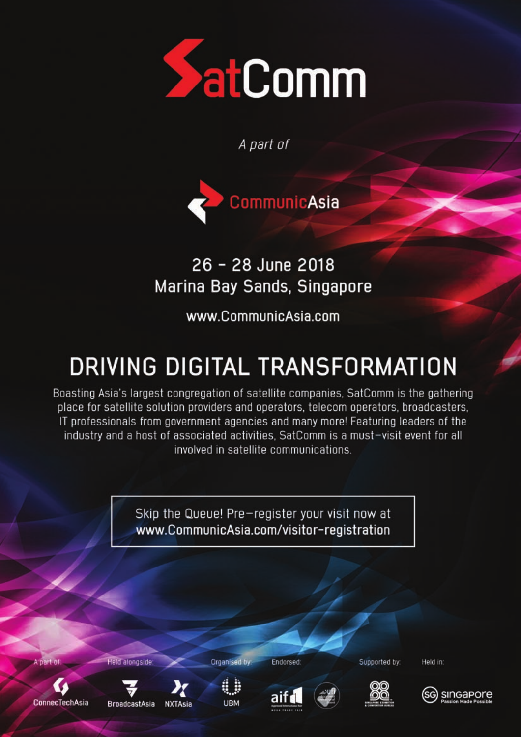# SatComm

*A part of*

CommunicAsia

26 - 28 June 2018
Marina Bay Sands, Singapore

www.CommunicAsia.com

## DRIVING DIGITAL TRANSFORMATION

Boasting Asia's largest congregation of satellite companies, SatComm is the gathering place for satellite solution providers and operators, telecom operators, broadcasters, IT professionals from government agencies and many more! Featuring leaders of the industry and a host of associated activities, SatComm is a must-visit event for all involved in satellite communications.

Skip the Queue! Pre-register your visit now at
**www.CommunicAsia.com/visitor-registration**

A part of: ConnecTechAsia

Held alongside: BroadcastAsia, NXTAsia

Organised by: UBM

Endorsed: aif, ufi

Supported by: Singapore Exhibition & Convention Bureau

Held in: Singapore Passion Made Possible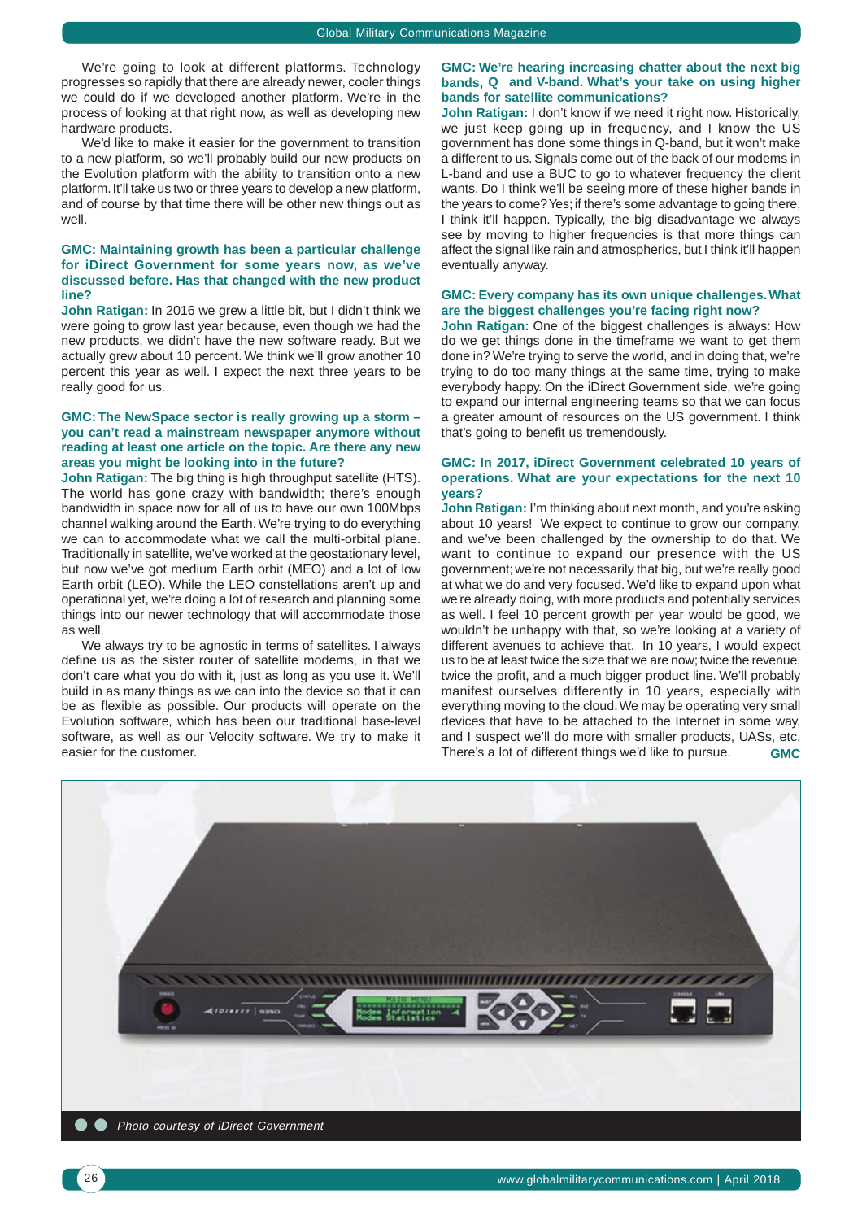We're going to look at different platforms. Technology progresses so rapidly that there are already newer, cooler things we could do if we developed another platform. We're in the process of looking at that right now, as well as developing new hardware products.

We'd like to make it easier for the government to transition to a new platform, so we'll probably build our new products on the Evolution platform with the ability to transition onto a new platform. It'll take us two or three years to develop a new platform, and of course by that time there will be other new things out as well.

**GMC: Maintaining growth has been a particular challenge for iDirect Government for some years now, as we've discussed before. Has that changed with the new product line?**

**John Ratigan:** In 2016 we grew a little bit, but I didn't think we were going to grow last year because, even though we had the new products, we didn't have the new software ready. But we actually grew about 10 percent. We think we'll grow another 10 percent this year as well. I expect the next three years to be really good for us.

**GMC: The NewSpace sector is really growing up a storm – you can't read a mainstream newspaper anymore without reading at least one article on the topic. Are there any new areas you might be looking into in the future?**

**John Ratigan:** The big thing is high throughput satellite (HTS). The world has gone crazy with bandwidth; there's enough bandwidth in space now for all of us to have our own 100Mbps channel walking around the Earth. We're trying to do everything we can to accommodate what we call the multi-orbital plane. Traditionally in satellite, we've worked at the geostationary level, but now we've got medium Earth orbit (MEO) and a lot of low Earth orbit (LEO). While the LEO constellations aren't up and operational yet, we're doing a lot of research and planning some things into our newer technology that will accommodate those as well.

We always try to be agnostic in terms of satellites. I always define us as the sister router of satellite modems, in that we don't care what you do with it, just as long as you use it. We'll build in as many things as we can into the device so that it can be as flexible as possible. Our products will operate on the Evolution software, which has been our traditional base-level software, as well as our Velocity software. We try to make it easier for the customer.

**GMC: We're hearing increasing chatter about the next big bands, Q and V-band. What's your take on using higher bands for satellite communications?**

**John Ratigan:** I don't know if we need it right now. Historically, we just keep going up in frequency, and I know the US government has done some things in Q-band, but it won't make a different to us. Signals come out of the back of our modems in L-band and use a BUC to go to whatever frequency the client wants. Do I think we'll be seeing more of these higher bands in the years to come? Yes; if there's some advantage to going there, I think it'll happen. Typically, the big disadvantage we always see by moving to higher frequencies is that more things can affect the signal like rain and atmospherics, but I think it'll happen eventually anyway.

**GMC: Every company has its own unique challenges. What are the biggest challenges you're facing right now?**

**John Ratigan:** One of the biggest challenges is always: How do we get things done in the timeframe we want to get them done in? We're trying to serve the world, and in doing that, we're trying to do too many things at the same time, trying to make everybody happy. On the iDirect Government side, we're going to expand our internal engineering teams so that we can focus a greater amount of resources on the US government. I think that's going to benefit us tremendously.

**GMC: In 2017, iDirect Government celebrated 10 years of operations. What are your expectations for the next 10 years?**

**John Ratigan:** I'm thinking about next month, and you're asking about 10 years! We expect to continue to grow our company, and we've been challenged by the ownership to do that. We want to continue to expand our presence with the US government; we're not necessarily that big, but we're really good at what we do and very focused. We'd like to expand upon what we're already doing, with more products and potentially services as well. I feel 10 percent growth per year would be good, we wouldn't be unhappy with that, so we're looking at a variety of different avenues to achieve that. In 10 years, I would expect us to be at least twice the size that we are now; twice the revenue, twice the profit, and a much bigger product line. We'll probably manifest ourselves differently in 10 years, especially with everything moving to the cloud. We may be operating very small devices that have to be attached to the Internet in some way, and I suspect we'll do more with smaller products, UASs, etc. There's a lot of different things we'd like to pursue. **GMC**

*Photo courtesy of iDirect Government*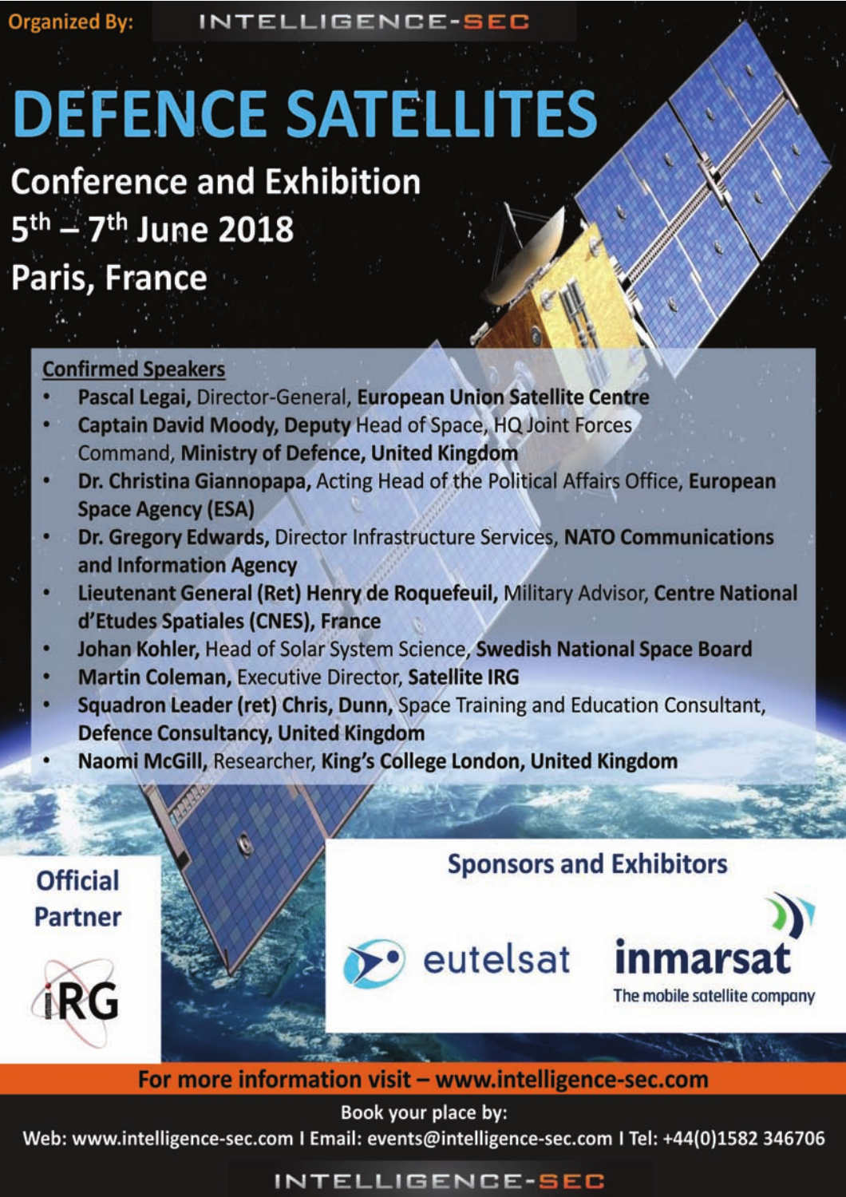Organized By: INTELLIGENCE-SEC

# DEFENCE SATELLITES

## Conference and Exhibition
## 5th – 7th June 2018
## Paris, France

**Confirmed Speakers**

- **Pascal Legai,** Director-General, **European Union Satellite Centre**
- **Captain David Moody, Deputy** Head of Space, HQ Joint Forces Command, **Ministry of Defence, United Kingdom**
- **Dr. Christina Giannopapa,** Acting Head of the Political Affairs Office, **European Space Agency (ESA)**
- **Dr. Gregory Edwards,** Director Infrastructure Services, **NATO Communications and Information Agency**
- **Lieutenant General (Ret) Henry de Roquefeuil,** Military Advisor, **Centre National d'Etudes Spatiales (CNES), France**
- **Johan Kohler,** Head of Solar System Science, **Swedish National Space Board**
- **Martin Coleman,** Executive Director, **Satellite IRG**
- **Squadron Leader (ret) Chris, Dunn,** Space Training and Education Consultant, **Defence Consultancy, United Kingdom**
- **Naomi McGill,** Researcher, **King's College London, United Kingdom**

**Official Partner**

iRG

**Sponsors and Exhibitors**

eutelsat

inmarsat
The mobile satellite company

**For more information visit – www.intelligence-sec.com**

Book your place by:

Web: www.intelligence-sec.com I Email: events@intelligence-sec.com I Tel: +44(0)1582 346706

INTELLIGENCE-SEC